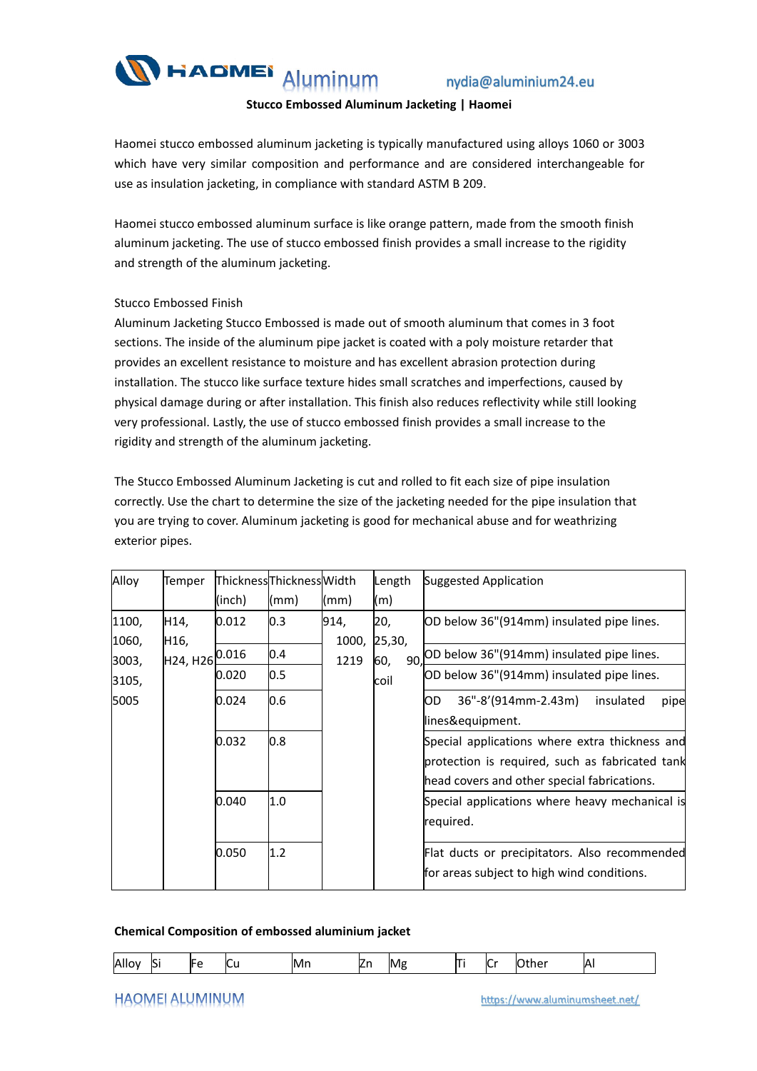# Stucco Embossed Aluminum Jacketing | Haomei

Haomei stucco embossed aluminum jacketing is typically manufactured using alloys 1060 or 3003 which have very similar composition and performance and are considered interchangeable for use as insulation jacketing, in compliance with standard ASTM B 209.

Haomei stucco embossed aluminum surface is like orange pattern, made from the smooth finish aluminum jacketing. The use of stucco embossed finish provides a small increase to the rigidity and strength of the aluminum jacketing.

Stucco Embossed Finish

Aluminum Jacketing Stucco Embossed is made out of smooth aluminum that comes in 3 foot sections. The inside of the aluminum pipe jacket is coated with a poly moisture retarder that provides an excellent resistance to moisture and has excellent abrasion protection during installation. The stucco like surface texture hides small scratches and imperfections, caused by physical damage during or after installation. This finish also reduces reflectivity while still looking very professional. Lastly, the use of stucco embossed finish provides a small increase to the rigidity and strength of the aluminum jacketing.

The Stucco Embossed Aluminum Jacketing is cut and rolled to fit each size of pipe insulation correctly. Use the chart to determine the size of the jacketing needed for the pipe insulation that you are trying to cover. Aluminum jacketing is good for mechanical abuse and for weathrizing exterior pipes.

| Alloy | Temper | Thickness (inch) | Thickness (mm) | Width (mm) | Length (m) | Suggested Application |
|---|---|---|---|---|---|---|
| 1100, 1060, 3003, 3105, 5005 | H14, H16, H24, H26 | 0.012 | 0.3 | 914, 1000, 1219 | 20, 25,30, 60, 90, coil | OD below 36"(914mm) insulated pipe lines. |
| | | 0.016 | 0.4 | | | OD below 36"(914mm) insulated pipe lines. |
| | | 0.020 | 0.5 | | | OD below 36"(914mm) insulated pipe lines. |
| | | 0.024 | 0.6 | | | OD 36"-8'(914mm-2.43m) insulated pipe lines&equipment. |
| | | 0.032 | 0.8 | | | Special applications where extra thickness and protection is required, such as fabricated tank head covers and other special fabrications. |
| | | 0.040 | 1.0 | | | Special applications where heavy mechanical is required. |
| | | 0.050 | 1.2 | | | Flat ducts or precipitators. Also recommended for areas subject to high wind conditions. |

**Chemical Composition of embossed aluminium jacket**

| Alloy | Si | Fe | Cu | Mn | Zn | Mg | Ti | Cr | Other | Al |
|---|---|---|---|---|---|---|---|---|---|---|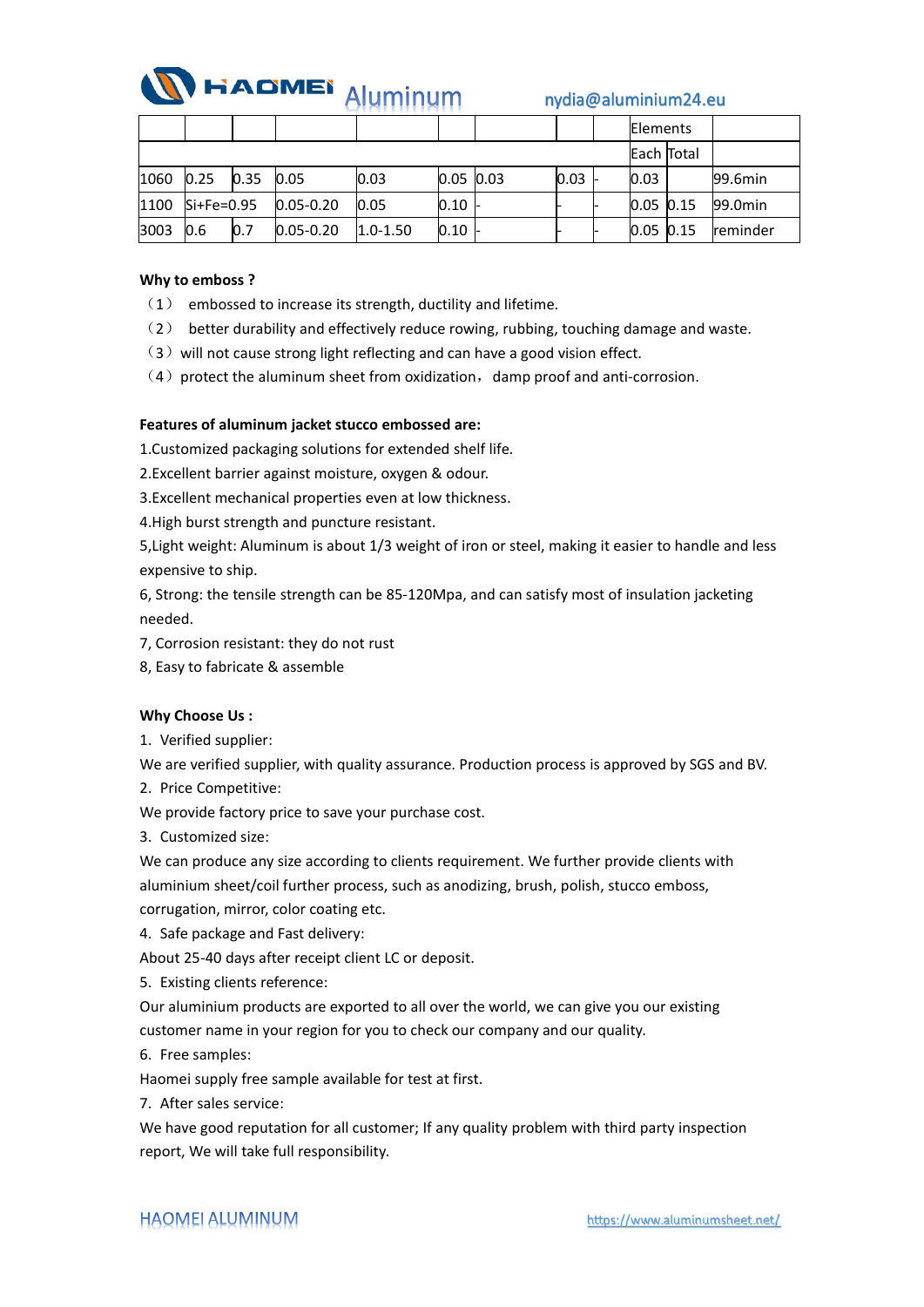| | | | | | | | | | | | |
|---|---|---|---|---|---|---|---|---|---|---|---|
| | | | | | | | | | Elements | | |
| | | | | | | | | | Each | Total | |
| 1060 | 0.25 | 0.35 | 0.05 | 0.03 | 0.05 | 0.03 | 0.03 | - | 0.03 | | 99.6min |
| 1100 | Si+Fe=0.95 | | 0.05-0.20 | 0.05 | 0.10 | - | - | - | 0.05 | 0.15 | 99.0min |
| 3003 | 0.6 | 0.7 | 0.05-0.20 | 1.0-1.50 | 0.10 | - | - | - | 0.05 | 0.15 | reminder |

**Why to emboss ?**

（1） embossed to increase its strength, ductility and lifetime.

（2） better durability and effectively reduce rowing, rubbing, touching damage and waste.

（3）will not cause strong light reflecting and can have a good vision effect.

（4）protect the aluminum sheet from oxidization，damp proof and anti-corrosion.

**Features of aluminum jacket stucco embossed are:**

1.Customized packaging solutions for extended shelf life.

2.Excellent barrier against moisture, oxygen & odour.

3.Excellent mechanical properties even at low thickness.

4.High burst strength and puncture resistant.

5,Light weight: Aluminum is about 1/3 weight of iron or steel, making it easier to handle and less expensive to ship.

6, Strong: the tensile strength can be 85-120Mpa, and can satisfy most of insulation jacketing needed.

7, Corrosion resistant: they do not rust

8, Easy to fabricate & assemble

**Why Choose Us :**

1. Verified supplier:

We are verified supplier, with quality assurance. Production process is approved by SGS and BV.

2. Price Competitive:

We provide factory price to save your purchase cost.

3. Customized size:

We can produce any size according to clients requirement. We further provide clients with aluminium sheet/coil further process, such as anodizing, brush, polish, stucco emboss, corrugation, mirror, color coating etc.

4. Safe package and Fast delivery:

About 25-40 days after receipt client LC or deposit.

5. Existing clients reference:

Our aluminium products are exported to all over the world, we can give you our existing customer name in your region for you to check our company and our quality.

6. Free samples:

Haomei supply free sample available for test at first.

7. After sales service:

We have good reputation for all customer; If any quality problem with third party inspection report, We will take full responsibility.